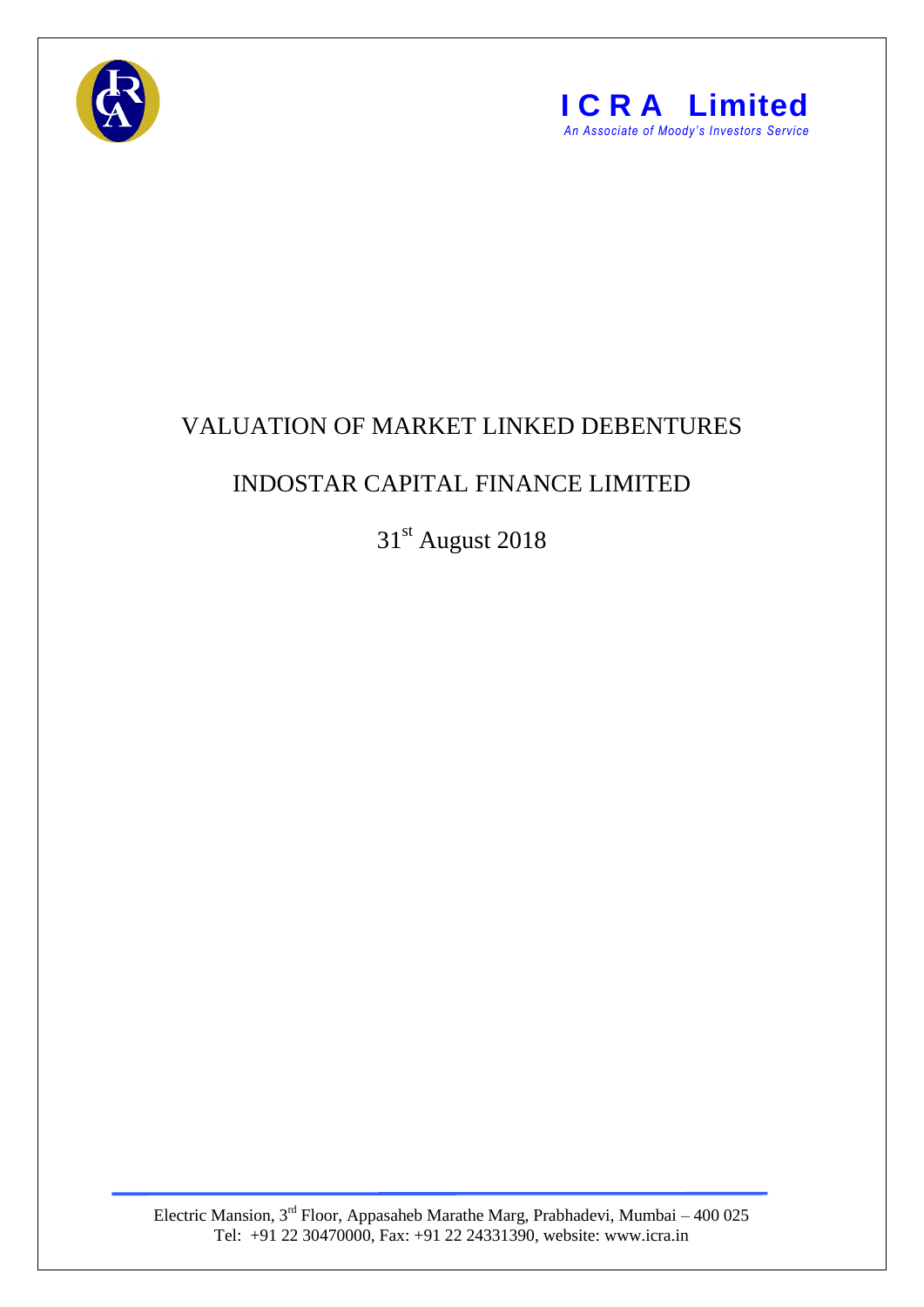**ICRA Limited**

*An Associate of Moody's Investors Service*

# VALUATION OF MARKET LINKED DEBENTURES

## INDOSTAR CAPITAL FINANCE LIMITED

31st August 2018

Electric Mansion, 3rd Floor, Appasaheb Marathe Marg, Prabhadevi, Mumbai – 400 025
Tel: +91 22 30470000, Fax: +91 22 24331390, website: www.icra.in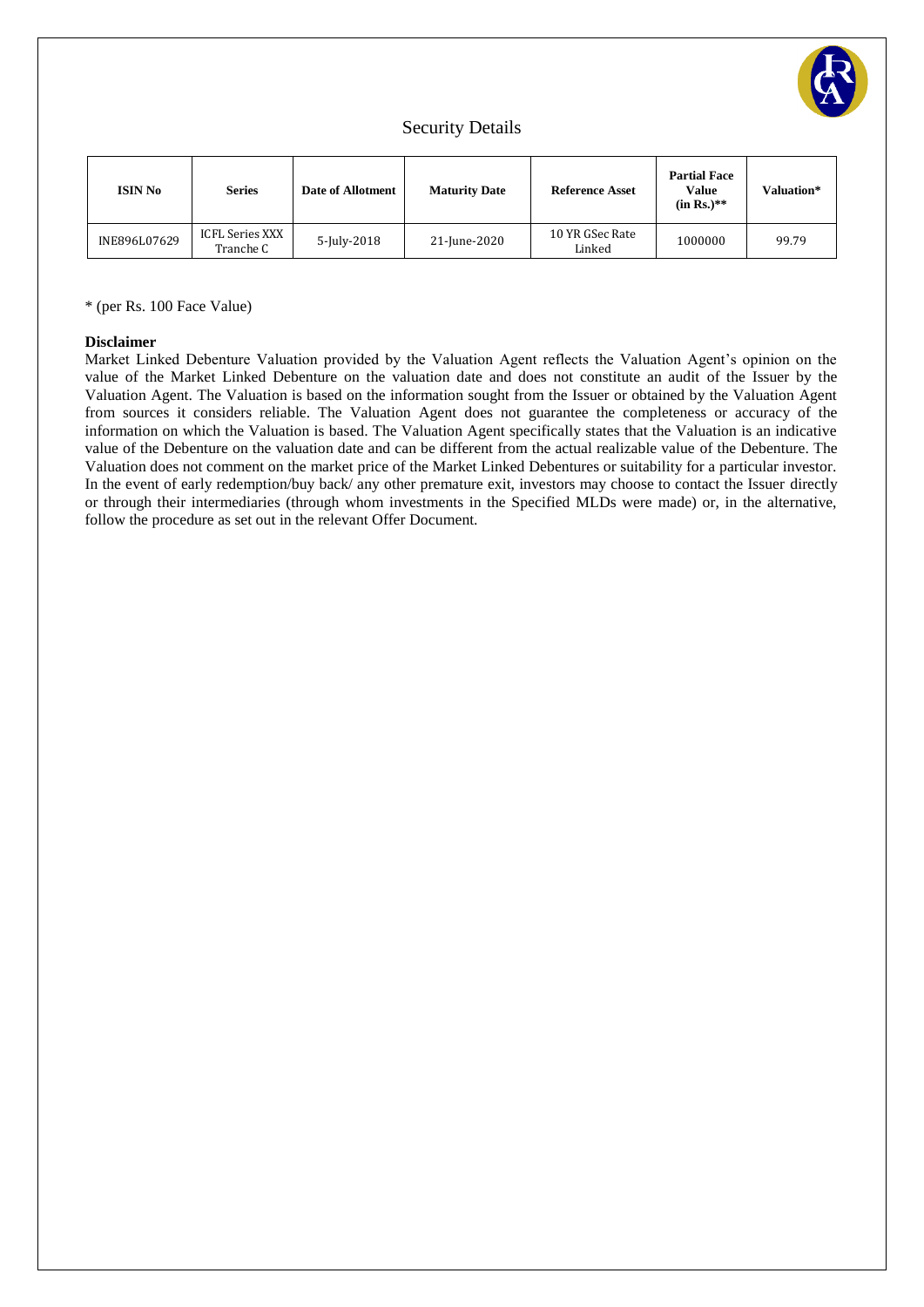## Security Details

| ISIN No | Series | Date of Allotment | Maturity Date | Reference Asset | Partial Face Value (in Rs.)** | Valuation* |
|---|---|---|---|---|---|---|
| INE896L07629 | ICFL Series XXX Tranche C | 5-July-2018 | 21-June-2020 | 10 YR GSec Rate Linked | 1000000 | 99.79 |

* (per Rs. 100 Face Value)

**Disclaimer**

Market Linked Debenture Valuation provided by the Valuation Agent reflects the Valuation Agent's opinion on the value of the Market Linked Debenture on the valuation date and does not constitute an audit of the Issuer by the Valuation Agent. The Valuation is based on the information sought from the Issuer or obtained by the Valuation Agent from sources it considers reliable. The Valuation Agent does not guarantee the completeness or accuracy of the information on which the Valuation is based. The Valuation Agent specifically states that the Valuation is an indicative value of the Debenture on the valuation date and can be different from the actual realizable value of the Debenture. The Valuation does not comment on the market price of the Market Linked Debentures or suitability for a particular investor. In the event of early redemption/buy back/ any other premature exit, investors may choose to contact the Issuer directly or through their intermediaries (through whom investments in the Specified MLDs were made) or, in the alternative, follow the procedure as set out in the relevant Offer Document.